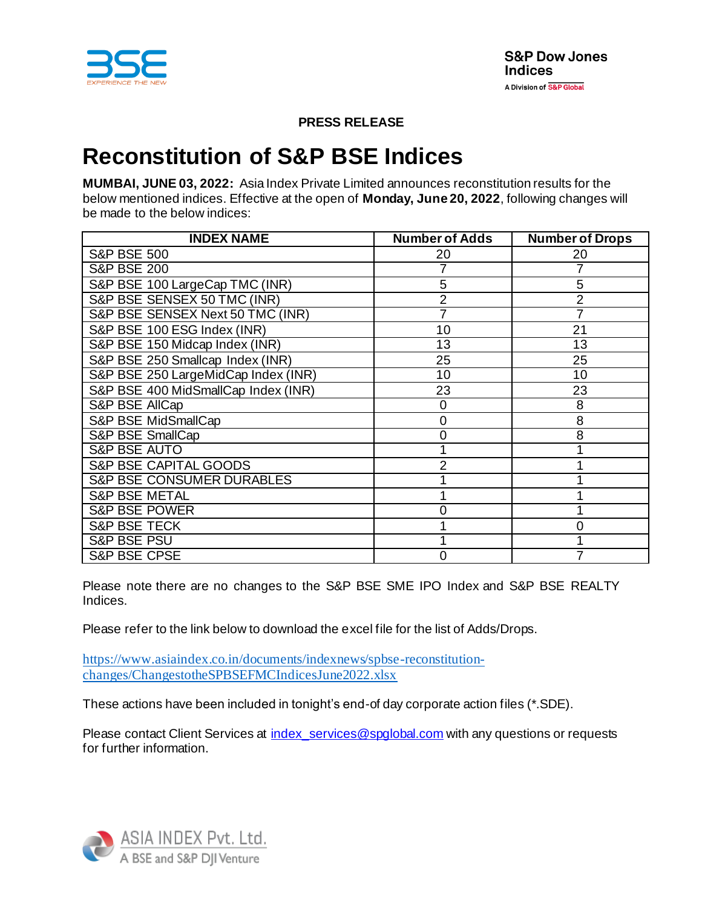**PRESS RELEASE**

# Reconstitution of S&P BSE Indices

**MUMBAI, JUNE 03, 2022:** Asia Index Private Limited announces reconstitution results for the below mentioned indices. Effective at the open of **Monday, June 20, 2022**, following changes will be made to the below indices:

| INDEX NAME | Number of Adds | Number of Drops |
|---|---|---|
| S&P BSE 500 | 20 | 20 |
| S&P BSE 200 | 7 | 7 |
| S&P BSE 100 LargeCap TMC (INR) | 5 | 5 |
| S&P BSE SENSEX 50 TMC (INR) | 2 | 2 |
| S&P BSE SENSEX Next 50 TMC (INR) | 7 | 7 |
| S&P BSE 100 ESG Index (INR) | 10 | 21 |
| S&P BSE 150 Midcap Index (INR) | 13 | 13 |
| S&P BSE 250 Smallcap Index (INR) | 25 | 25 |
| S&P BSE 250 LargeMidCap Index (INR) | 10 | 10 |
| S&P BSE 400 MidSmallCap Index (INR) | 23 | 23 |
| S&P BSE AllCap | 0 | 8 |
| S&P BSE MidSmallCap | 0 | 8 |
| S&P BSE SmallCap | 0 | 8 |
| S&P BSE AUTO | 1 | 1 |
| S&P BSE CAPITAL GOODS | 2 | 1 |
| S&P BSE CONSUMER DURABLES | 1 | 1 |
| S&P BSE METAL | 1 | 1 |
| S&P BSE POWER | 0 | 1 |
| S&P BSE TECK | 1 | 0 |
| S&P BSE PSU | 1 | 1 |
| S&P BSE CPSE | 0 | 7 |

Please note there are no changes to the S&P BSE SME IPO Index and S&P BSE REALTY Indices.

Please refer to the link below to download the excel file for the list of Adds/Drops.

https://www.asiaindex.co.in/documents/indexnews/spbse-reconstitution-changes/ChangestotheSPBSEFMCIndicesJune2022.xlsx

These actions have been included in tonight's end-of day corporate action files (*.SDE).

Please contact Client Services at index_services@spglobal.com with any questions or requests for further information.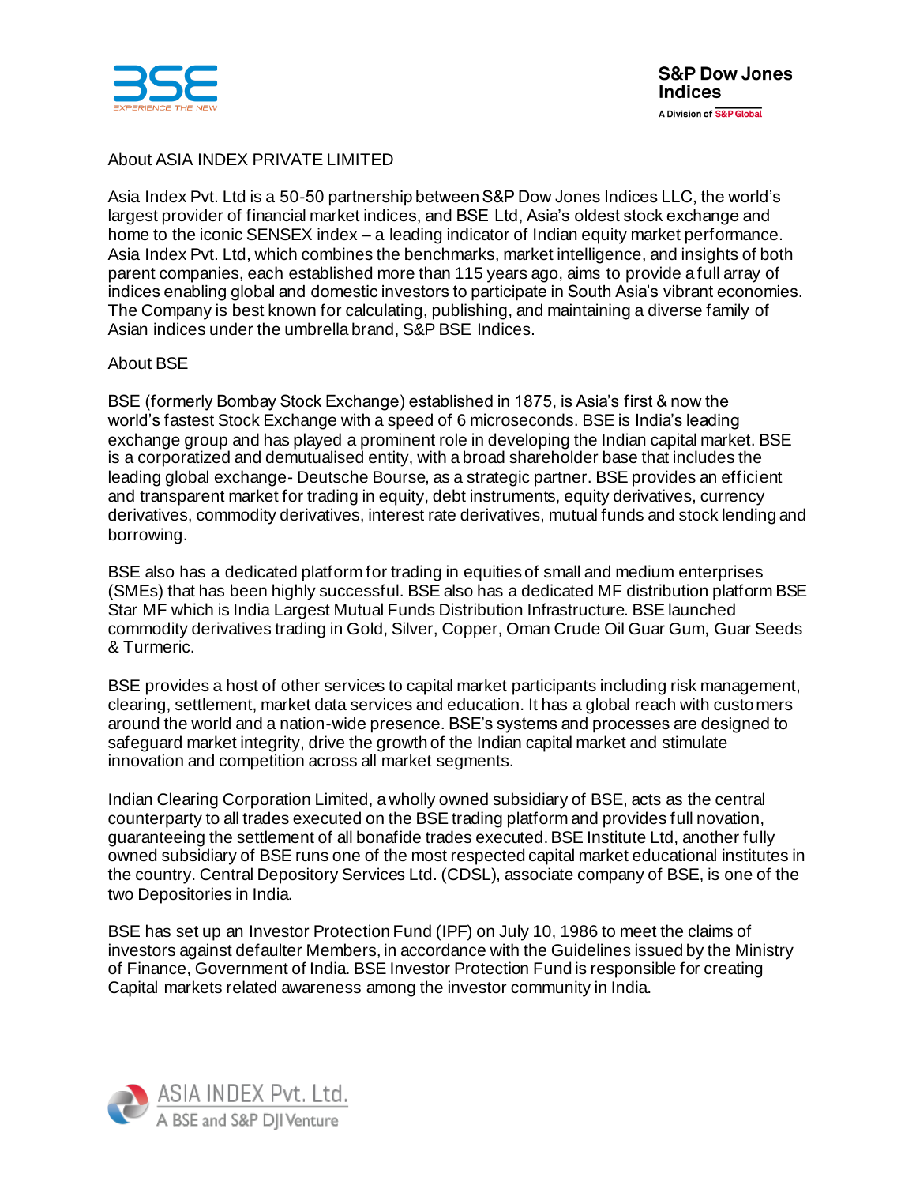About ASIA INDEX PRIVATE LIMITED

Asia Index Pvt. Ltd is a 50-50 partnership between S&P Dow Jones Indices LLC, the world's largest provider of financial market indices, and BSE Ltd, Asia's oldest stock exchange and home to the iconic SENSEX index – a leading indicator of Indian equity market performance. Asia Index Pvt. Ltd, which combines the benchmarks, market intelligence, and insights of both parent companies, each established more than 115 years ago, aims to provide a full array of indices enabling global and domestic investors to participate in South Asia's vibrant economies. The Company is best known for calculating, publishing, and maintaining a diverse family of Asian indices under the umbrella brand, S&P BSE Indices.

About BSE

BSE (formerly Bombay Stock Exchange) established in 1875, is Asia's first & now the world's fastest Stock Exchange with a speed of 6 microseconds. BSE is India's leading exchange group and has played a prominent role in developing the Indian capital market. BSE is a corporatized and demutualised entity, with a broad shareholder base that includes the leading global exchange- Deutsche Bourse, as a strategic partner. BSE provides an efficient and transparent market for trading in equity, debt instruments, equity derivatives, currency derivatives, commodity derivatives, interest rate derivatives, mutual funds and stock lending and borrowing.

BSE also has a dedicated platform for trading in equities of small and medium enterprises (SMEs) that has been highly successful. BSE also has a dedicated MF distribution platform BSE Star MF which is India Largest Mutual Funds Distribution Infrastructure. BSE launched commodity derivatives trading in Gold, Silver, Copper, Oman Crude Oil Guar Gum, Guar Seeds & Turmeric.

BSE provides a host of other services to capital market participants including risk management, clearing, settlement, market data services and education. It has a global reach with customers around the world and a nation-wide presence. BSE's systems and processes are designed to safeguard market integrity, drive the growth of the Indian capital market and stimulate innovation and competition across all market segments.

Indian Clearing Corporation Limited, a wholly owned subsidiary of BSE, acts as the central counterparty to all trades executed on the BSE trading platform and provides full novation, guaranteeing the settlement of all bonafide trades executed. BSE Institute Ltd, another fully owned subsidiary of BSE runs one of the most respected capital market educational institutes in the country. Central Depository Services Ltd. (CDSL), associate company of BSE, is one of the two Depositories in India.

BSE has set up an Investor Protection Fund (IPF) on July 10, 1986 to meet the claims of investors against defaulter Members, in accordance with the Guidelines issued by the Ministry of Finance, Government of India. BSE Investor Protection Fund is responsible for creating Capital markets related awareness among the investor community in India.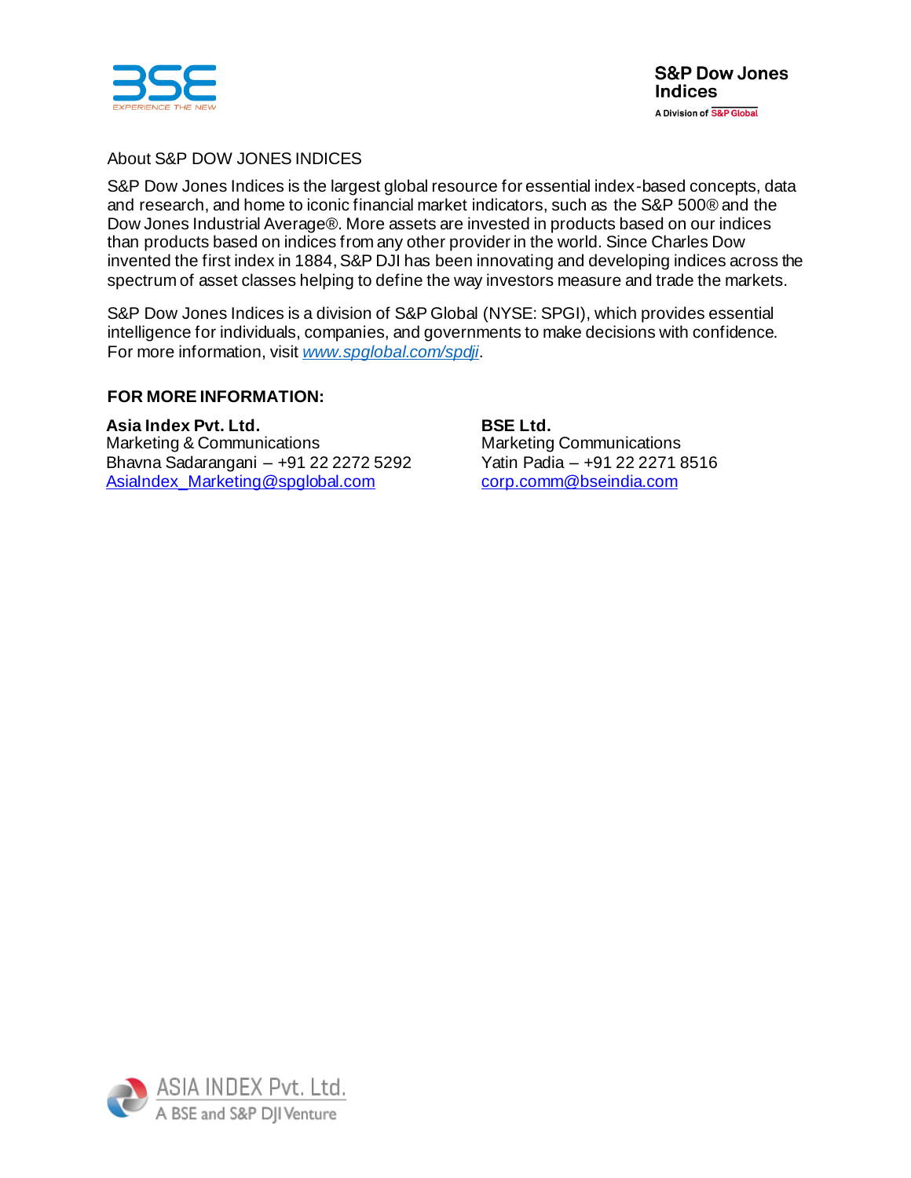About S&P DOW JONES INDICES

S&P Dow Jones Indices is the largest global resource for essential index-based concepts, data and research, and home to iconic financial market indicators, such as the S&P 500® and the Dow Jones Industrial Average®. More assets are invested in products based on our indices than products based on indices from any other provider in the world. Since Charles Dow invented the first index in 1884, S&P DJI has been innovating and developing indices across the spectrum of asset classes helping to define the way investors measure and trade the markets.

S&P Dow Jones Indices is a division of S&P Global (NYSE: SPGI), which provides essential intelligence for individuals, companies, and governments to make decisions with confidence. For more information, visit *www.spglobal.com/spdji*.

**FOR MORE INFORMATION:**

**Asia Index Pvt. Ltd.**
Marketing & Communications
Bhavna Sadarangani – +91 22 2272 5292
AsiaIndex_Marketing@spglobal.com

**BSE Ltd.**
Marketing Communications
Yatin Padia – +91 22 2271 8516
corp.comm@bseindia.com